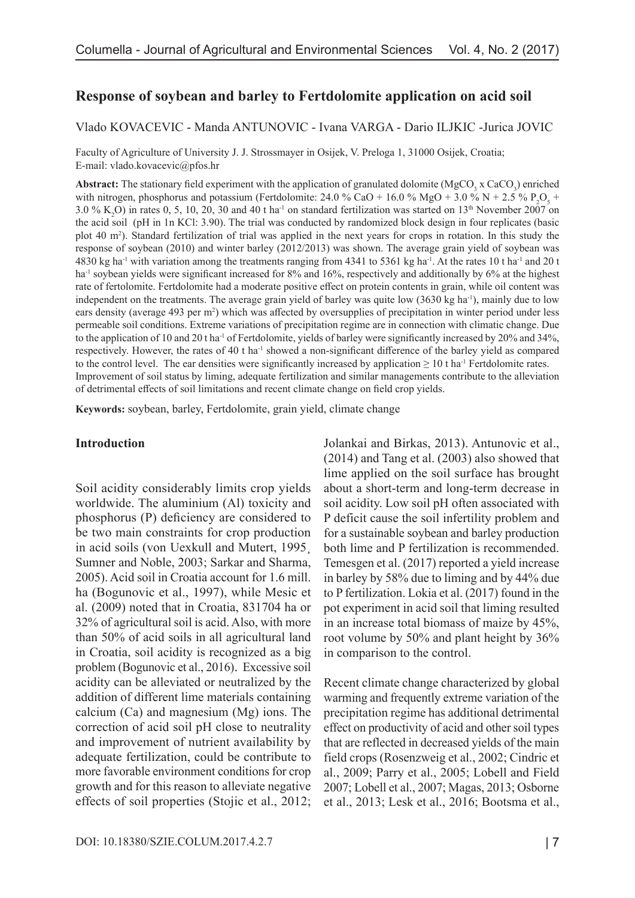# Response of soybean and barley to Fertdolomite application on acid soil

Vlado KOVACEVIC - Manda ANTUNOVIC - Ivana VARGA - Dario ILJKIC -Jurica JOVIC

Faculty of Agriculture of University J. J. Strossmayer in Osijek, V. Preloga 1, 31000 Osijek, Croatia; E-mail: vlado.kovacevic@pfos.hr

**Abstract:** The stationary field experiment with the application of granulated dolomite ($MgCO_3$ x $CaCO_3$) enriched with nitrogen, phosphorus and potassium (Fertdolomite: 24.0 % CaO + 16.0 % MgO + 3.0 % N + 2.5 % $P_2O_5$ + 3.0 % $K_2O$) in rates 0, 5, 10, 20, 30 and 40 t $ha^{-1}$ on standard fertilization was started on 13th November 2007 on the acid soil (pH in 1n KCl: 3.90). The trial was conducted by randomized block design in four replicates (basic plot 40 $m^2$). Standard fertilization of trial was applied in the next years for crops in rotation. In this study the response of soybean (2010) and winter barley (2012/2013) was shown. The average grain yield of soybean was 4830 kg $ha^{-1}$ with variation among the treatments ranging from 4341 to 5361 kg $ha^{-1}$. At the rates 10 t $ha^{-1}$ and 20 t $ha^{-1}$ soybean yields were significant increased for 8% and 16%, respectively and additionally by 6% at the highest rate of fertolomite. Fertdolomite had a moderate positive effect on protein contents in grain, while oil content was independent on the treatments. The average grain yield of barley was quite low (3630 kg $ha^{-1}$), mainly due to low ears density (average 493 per $m^2$) which was affected by oversupplies of precipitation in winter period under less permeable soil conditions. Extreme variations of precipitation regime are in connection with climatic change. Due to the application of 10 and 20 t $ha^{-1}$ of Fertdolomite, yields of barley were significantly increased by 20% and 34%, respectively. However, the rates of 40 t $ha^{-1}$ showed a non-significant difference of the barley yield as compared to the control level. The ear densities were significantly increased by application ≥ 10 t $ha^{-1}$ Fertdolomite rates. Improvement of soil status by liming, adequate fertilization and similar managements contribute to the alleviation of detrimental effects of soil limitations and recent climate change on field crop yields.

**Keywords:** soybean, barley, Fertdolomite, grain yield, climate change

## Introduction

Soil acidity considerably limits crop yields worldwide. The aluminium (Al) toxicity and phosphorus (P) deficiency are considered to be two main constraints for crop production in acid soils (von Uexkull and Mutert, 1995¸ Sumner and Noble, 2003; Sarkar and Sharma, 2005). Acid soil in Croatia account for 1.6 mill. ha (Bogunovic et al., 1997), while Mesic et al. (2009) noted that in Croatia, 831704 ha or 32% of agricultural soil is acid. Also, with more than 50% of acid soils in all agricultural land in Croatia, soil acidity is recognized as a big problem (Bogunovic et al., 2016). Excessive soil acidity can be alleviated or neutralized by the addition of different lime materials containing calcium (Ca) and magnesium (Mg) ions. The correction of acid soil pH close to neutrality and improvement of nutrient availability by adequate fertilization, could be contribute to more favorable environment conditions for crop growth and for this reason to alleviate negative effects of soil properties (Stojic et al., 2012; Jolankai and Birkas, 2013). Antunovic et al., (2014) and Tang et al. (2003) also showed that lime applied on the soil surface has brought about a short-term and long-term decrease in soil acidity. Low soil pH often associated with P deficit cause the soil infertility problem and for a sustainable soybean and barley production both lime and P fertilization is recommended. Temesgen et al. (2017) reported a yield increase in barley by 58% due to liming and by 44% due to P fertilization. Lokia et al. (2017) found in the pot experiment in acid soil that liming resulted in an increase total biomass of maize by 45%, root volume by 50% and plant height by 36% in comparison to the control.

Recent climate change characterized by global warming and frequently extreme variation of the precipitation regime has additional detrimental effect on productivity of acid and other soil types that are reflected in decreased yields of the main field crops (Rosenzweig et al., 2002; Cindric et al., 2009; Parry et al., 2005; Lobell and Field 2007; Lobell et al., 2007; Magas, 2013; Osborne et al., 2013; Lesk et al., 2016; Bootsma et al.,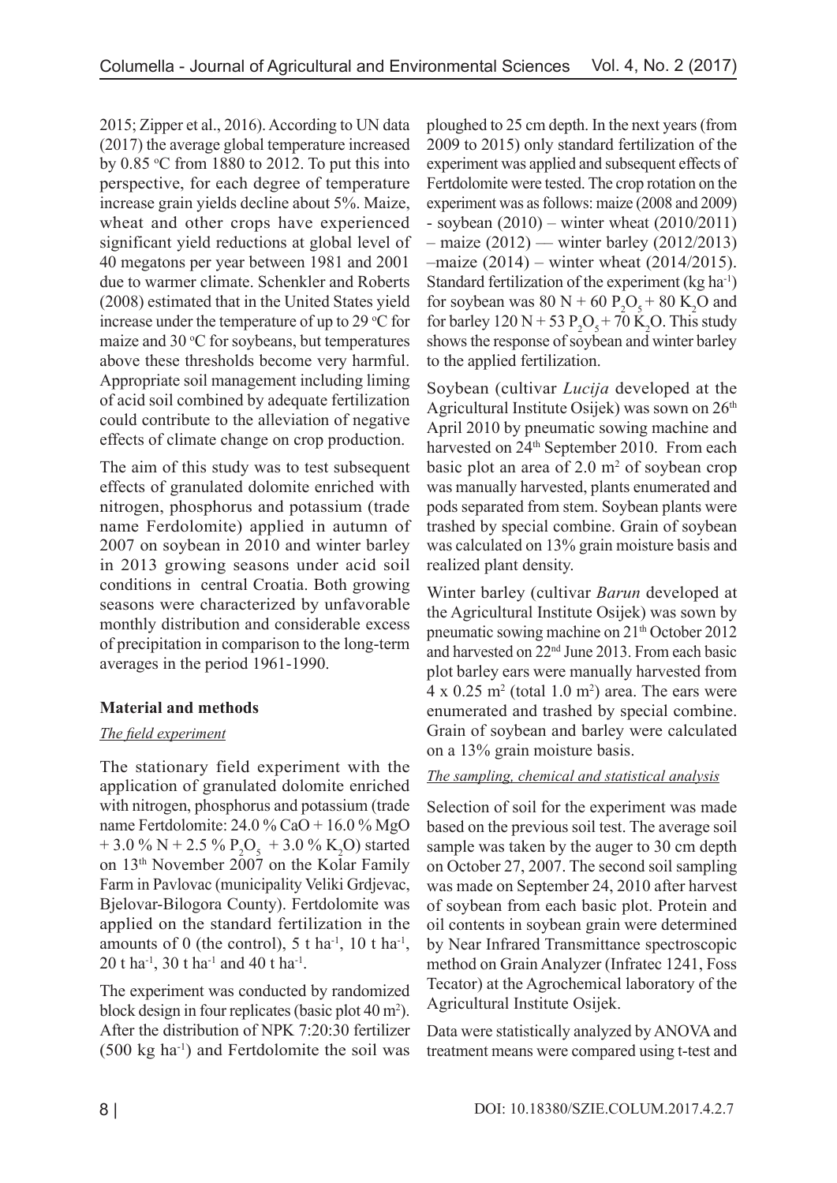2015; Zipper et al., 2016). According to UN data (2017) the average global temperature increased by 0.85 °C from 1880 to 2012. To put this into perspective, for each degree of temperature increase grain yields decline about 5%. Maize, wheat and other crops have experienced significant yield reductions at global level of 40 megatons per year between 1981 and 2001 due to warmer climate. Schenkler and Roberts (2008) estimated that in the United States yield increase under the temperature of up to 29 °C for maize and 30 °C for soybeans, but temperatures above these thresholds become very harmful. Appropriate soil management including liming of acid soil combined by adequate fertilization could contribute to the alleviation of negative effects of climate change on crop production.

The aim of this study was to test subsequent effects of granulated dolomite enriched with nitrogen, phosphorus and potassium (trade name Ferdolomite) applied in autumn of 2007 on soybean in 2010 and winter barley in 2013 growing seasons under acid soil conditions in central Croatia. Both growing seasons were characterized by unfavorable monthly distribution and considerable excess of precipitation in comparison to the long-term averages in the period 1961-1990.

## Material and methods

### *The field experiment*

The stationary field experiment with the application of granulated dolomite enriched with nitrogen, phosphorus and potassium (trade name Fertdolomite: 24.0 % CaO + 16.0 % MgO + 3.0 % N + 2.5 % $P_2O_5$ + 3.0 % $K_2O$) started on 13th November 2007 on the Kolar Family Farm in Pavlovac (municipality Veliki Grdjevac, Bjelovar-Bilogora County). Fertdolomite was applied on the standard fertilization in the amounts of 0 (the control), 5 t $ha^{-1}$, 10 t $ha^{-1}$, 20 t $ha^{-1}$, 30 t $ha^{-1}$ and 40 t $ha^{-1}$.

The experiment was conducted by randomized block design in four replicates (basic plot 40 $m^2$). After the distribution of NPK 7:20:30 fertilizer (500 kg $ha^{-1}$) and Fertdolomite the soil was ploughed to 25 cm depth. In the next years (from 2009 to 2015) only standard fertilization of the experiment was applied and subsequent effects of Fertdolomite were tested. The crop rotation on the experiment was as follows: maize (2008 and 2009) - soybean (2010) – winter wheat (2010/2011) – maize (2012) — winter barley (2012/2013) –maize (2014) – winter wheat (2014/2015). Standard fertilization of the experiment (kg $ha^{-1}$) for soybean was 80 N + 60 $P_2O_5$ + 80 $K_2O$ and for barley 120 N + 53 $P_2O_5$ + 70 $K_2O$. This study shows the response of soybean and winter barley to the applied fertilization.

Soybean (cultivar *Lucija* developed at the Agricultural Institute Osijek) was sown on 26th April 2010 by pneumatic sowing machine and harvested on 24th September 2010. From each basic plot an area of 2.0 $m^2$ of soybean crop was manually harvested, plants enumerated and pods separated from stem. Soybean plants were trashed by special combine. Grain of soybean was calculated on 13% grain moisture basis and realized plant density.

Winter barley (cultivar *Barun* developed at the Agricultural Institute Osijek) was sown by pneumatic sowing machine on 21th October 2012 and harvested on 22nd June 2013. From each basic plot barley ears were manually harvested from 4 x 0.25 $m^2$ (total 1.0 $m^2$) area. The ears were enumerated and trashed by special combine. Grain of soybean and barley were calculated on a 13% grain moisture basis.

### *The sampling, chemical and statistical analysis*

Selection of soil for the experiment was made based on the previous soil test. The average soil sample was taken by the auger to 30 cm depth on October 27, 2007. The second soil sampling was made on September 24, 2010 after harvest of soybean from each basic plot. Protein and oil contents in soybean grain were determined by Near Infrared Transmittance spectroscopic method on Grain Analyzer (Infratec 1241, Foss Tecator) at the Agrochemical laboratory of the Agricultural Institute Osijek.

Data were statistically analyzed by ANOVA and treatment means were compared using t-test and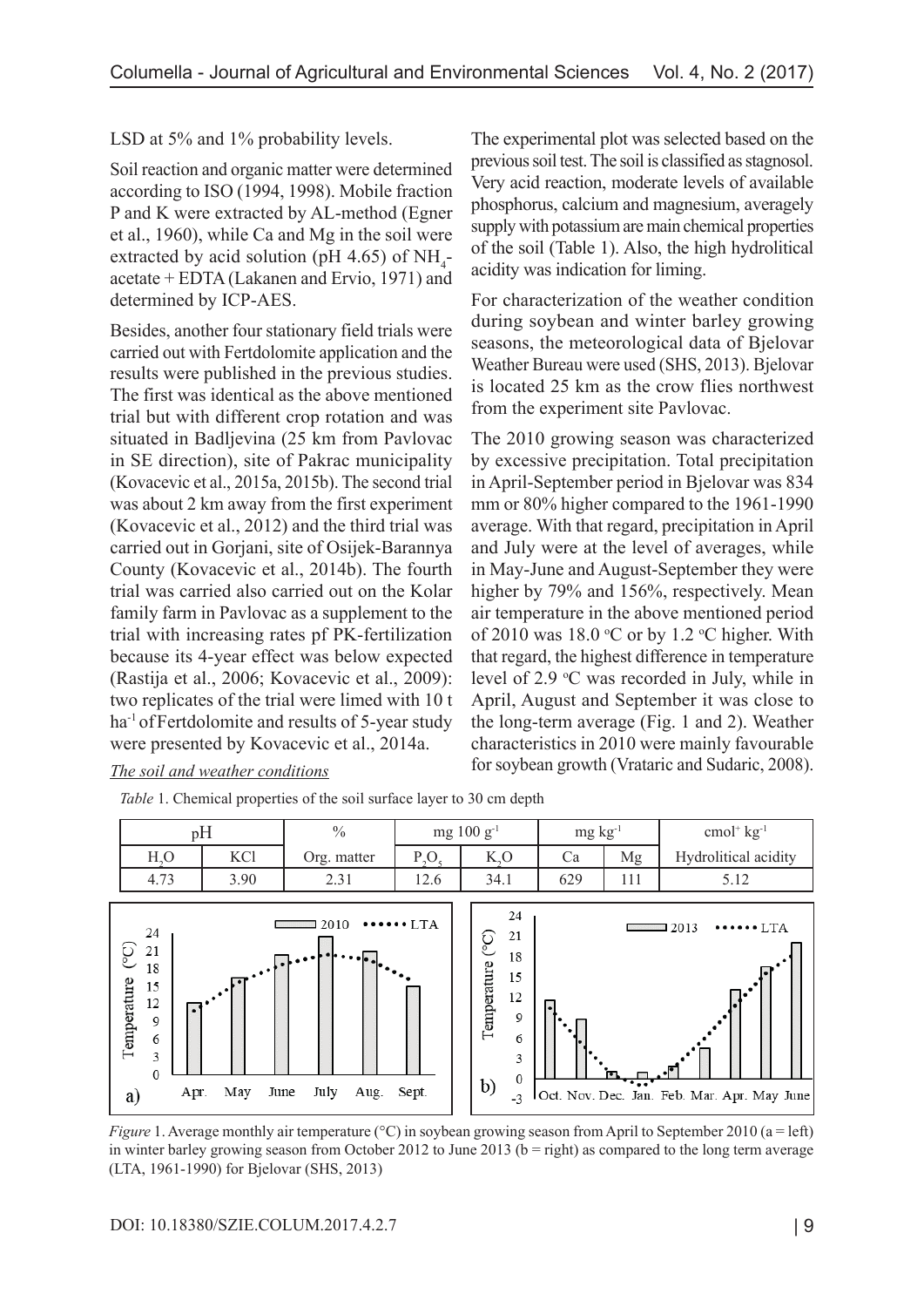LSD at 5% and 1% probability levels.

Soil reaction and organic matter were determined according to ISO (1994, 1998). Mobile fraction P and K were extracted by AL-method (Egner et al., 1960), while Ca and Mg in the soil were extracted by acid solution (pH 4.65) of $NH_4$-acetate + EDTA (Lakanen and Ervio, 1971) and determined by ICP-AES.

Besides, another four stationary field trials were carried out with Fertdolomite application and the results were published in the previous studies. The first was identical as the above mentioned trial but with different crop rotation and was situated in Badljevina (25 km from Pavlovac in SE direction), site of Pakrac municipality (Kovacevic et al., 2015a, 2015b). The second trial was about 2 km away from the first experiment (Kovacevic et al., 2012) and the third trial was carried out in Gorjani, site of Osijek-Barannya County (Kovacevic et al., 2014b). The fourth trial was carried also carried out on the Kolar family farm in Pavlovac as a supplement to the trial with increasing rates pf PK-fertilization because its 4-year effect was below expected (Rastija et al., 2006; Kovacevic et al., 2009): two replicates of the trial were limed with 10 t $ha^{-1}$ of Fertdolomite and results of 5-year study were presented by Kovacevic et al., 2014a.

*The soil and weather conditions*

The experimental plot was selected based on the previous soil test. The soil is classified as stagnosol. Very acid reaction, moderate levels of available phosphorus, calcium and magnesium, averagely supply with potassium are main chemical properties of the soil (Table 1). Also, the high hydrolitical acidity was indication for liming.

For characterization of the weather condition during soybean and winter barley growing seasons, the meteorological data of Bjelovar Weather Bureau were used (SHS, 2013). Bjelovar is located 25 km as the crow flies northwest from the experiment site Pavlovac.

The 2010 growing season was characterized by excessive precipitation. Total precipitation in April-September period in Bjelovar was 834 mm or 80% higher compared to the 1961-1990 average. With that regard, precipitation in April and July were at the level of averages, while in May-June and August-September they were higher by 79% and 156%, respectively. Mean air temperature in the above mentioned period of 2010 was 18.0 °C or by 1.2 °C higher. With that regard, the highest difference in temperature level of 2.9 °C was recorded in July, while in April, August and September it was close to the long-term average (Fig. 1 and 2). Weather characteristics in 2010 were mainly favourable for soybean growth (Vrataric and Sudaric, 2008).

*Table* 1. Chemical properties of the soil surface layer to 30 cm depth

| pH | | % | mg 100 $g^{-1}$ | | mg $kg^{-1}$ | | $cmol^{+}$ $kg^{-1}$ |
|---|---|---|---|---|---|---|---|
| $H_2O$ | KCl | Org. matter | $P_2O_5$ | $K_2O$ | Ca | Mg | Hydrolitical acidity |
| 4.73 | 3.90 | 2.31 | 12.6 | 34.1 | 629 | 111 | 5.12 |

*Figure* 1. Average monthly air temperature (°C) in soybean growing season from April to September 2010 (a = left) in winter barley growing season from October 2012 to June 2013 (b = right) as compared to the long term average (LTA, 1961-1990) for Bjelovar (SHS, 2013)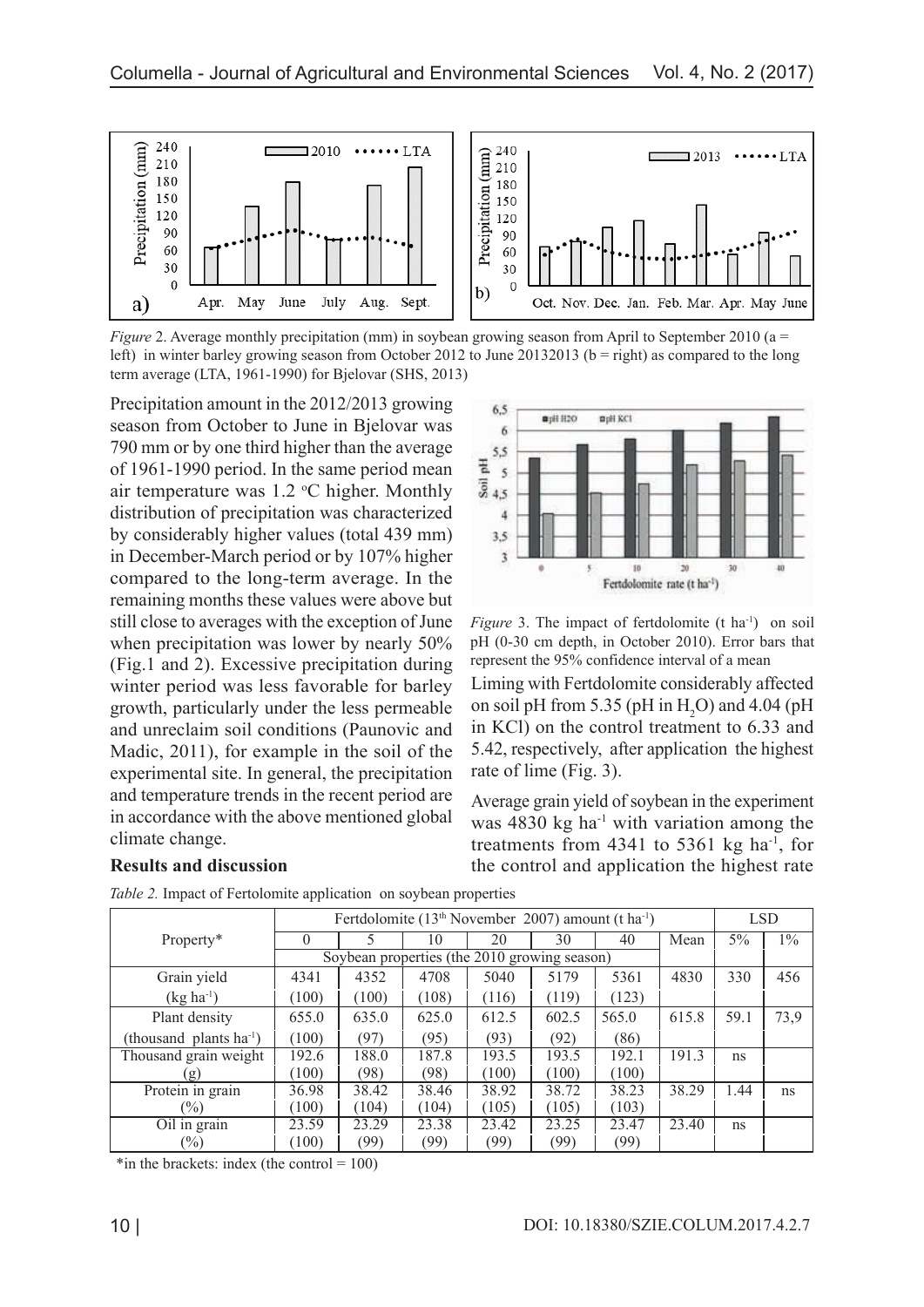*Figure* 2. Average monthly precipitation (mm) in soybean growing season from April to September 2010 (a = left) in winter barley growing season from October 2012 to June 20132013 (b = right) as compared to the long term average (LTA, 1961-1990) for Bjelovar (SHS, 2013)

Precipitation amount in the 2012/2013 growing season from October to June in Bjelovar was 790 mm or by one third higher than the average of 1961-1990 period. In the same period mean air temperature was 1.2 °C higher. Monthly distribution of precipitation was characterized by considerably higher values (total 439 mm) in December-March period or by 107% higher compared to the long-term average. In the remaining months these values were above but still close to averages with the exception of June when precipitation was lower by nearly 50% (Fig.1 and 2). Excessive precipitation during winter period was less favorable for barley growth, particularly under the less permeable and unreclaim soil conditions (Paunovic and Madic, 2011), for example in the soil of the experimental site. In general, the precipitation and temperature trends in the recent period are in accordance with the above mentioned global climate change.

## Results and discussion

*Figure* 3. The impact of fertdolomite (t ha$^{-1}$) on soil pH (0-30 cm depth, in October 2010). Error bars that represent the 95% confidence interval of a mean

Liming with Fertdolomite considerably affected on soil pH from 5.35 (pH in $H_2O$) and 4.04 (pH in KCl) on the control treatment to 6.33 and 5.42, respectively, after application the highest rate of lime (Fig. 3).

Average grain yield of soybean in the experiment was 4830 kg ha$^{-1}$ with variation among the treatments from 4341 to 5361 kg ha$^{-1}$, for the control and application the highest rate

*Table 2.* Impact of Fertolomite application on soybean properties

| Property* | Fertdolomite (13$^{th}$ November 2007) amount (t ha$^{-1}$) | | | | | | | LSD | |
|---|---|---|---|---|---|---|---|---|---|
| | 0 | 5 | 10 | 20 | 30 | 40 | Mean | 5% | 1% |
| | Soybean properties (the 2010 growing season) | | | | | | | | |
| Grain yield (kg ha$^{-1}$) | 4341 (100) | 4352 (100) | 4708 (108) | 5040 (116) | 5179 (119) | 5361 (123) | 4830 | 330 | 456 |
| Plant density (thousand plants ha$^{-1}$) | 655.0 (100) | 635.0 (97) | 625.0 (95) | 612.5 (93) | 602.5 (92) | 565.0 (86) | 615.8 | 59.1 | 73,9 |
| Thousand grain weight (g) | 192.6 (100) | 188.0 (98) | 187.8 (98) | 193.5 (100) | 193.5 (100) | 192.1 (100) | 191.3 | ns | |
| Protein in grain (%) | 36.98 (100) | 38.42 (104) | 38.46 (104) | 38.92 (105) | 38.72 (105) | 38.23 (103) | 38.29 | 1.44 | ns |
| Oil in grain (%) | 23.59 (100) | 23.29 (99) | 23.38 (99) | 23.42 (99) | 23.25 (99) | 23.47 (99) | 23.40 | ns | |

*in the brackets: index (the control = 100)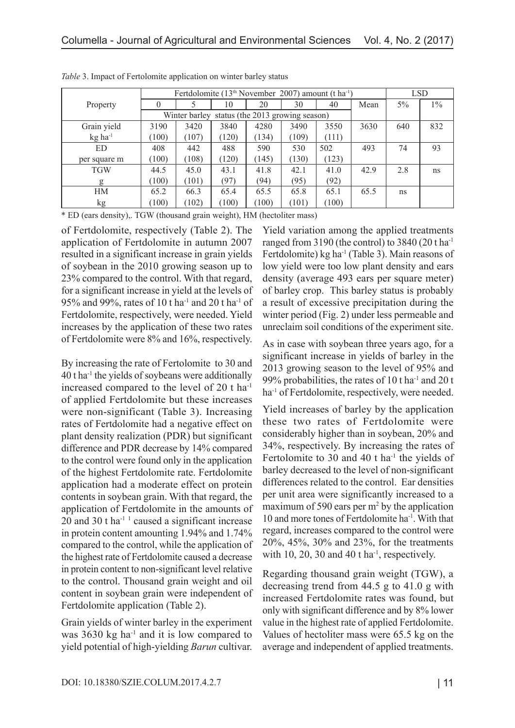*Table* 3. Impact of Fertolomite application on winter barley status

| Property | Fertdolomite ($13^{th}$ November 2007) amount (t $ha^{-1}$) | | | | | | | LSD | |
|---|---|---|---|---|---|---|---|---|---|
| | 0 | 5 | 10 | 20 | 30 | 40 | Mean | 5% | 1% |
| | Winter barley status (the 2013 growing season) | | | | | | | | |
| Grain yield $kg\ ha^{-1}$ | 3190 (100) | 3420 (107) | 3840 (120) | 4280 (134) | 3490 (109) | 3550 (111) | 3630 | 640 | 832 |
| ED per square m | 408 (100) | 442 (108) | 488 (120) | 590 (145) | 530 (130) | 502 (123) | 493 | 74 | 93 |
| TGW g | 44.5 (100) | 45.0 (101) | 43.1 (97) | 41.8 (94) | 42.1 (95) | 41.0 (92) | 42.9 | 2.8 | ns |
| HM kg | 65.2 (100) | 66.3 (102) | 65.4 (100) | 65.5 (100) | 65.8 (101) | 65.1 (100) | 65.5 | ns | |

\* ED (ears density),. TGW (thousand grain weight), HM (hectoliter mass)

of Fertdolomite, respectively (Table 2). The application of Fertdolomite in autumn 2007 resulted in a significant increase in grain yields of soybean in the 2010 growing season up to 23% compared to the control. With that regard, for a significant increase in yield at the levels of 95% and 99%, rates of 10 t $ha^{-1}$ and 20 t $ha^{-1}$ of Fertdolomite, respectively, were needed. Yield increases by the application of these two rates of Fertdolomite were 8% and 16%, respectively.

By increasing the rate of Fertolomite to 30 and 40 t $ha^{-1}$ the yields of soybeans were additionally increased compared to the level of 20 t $ha^{-1}$ of applied Fertdolomite but these increases were non-significant (Table 3). Increasing rates of Fertdolomite had a negative effect on plant density realization (PDR) but significant difference and PDR decrease by 14% compared to the control were found only in the application of the highest Fertdolomite rate. Fertdolomite application had a moderate effect on protein contents in soybean grain. With that regard, the application of Fertdolomite in the amounts of 20 and 30 t $ha^{-1}$ [1] caused a significant increase in protein content amounting 1.94% and 1.74% compared to the control, while the application of the highest rate of Fertdolomite caused a decrease in protein content to non-significant level relative to the control. Thousand grain weight and oil content in soybean grain were independent of Fertdolomite application (Table 2).

Grain yields of winter barley in the experiment was 3630 kg $ha^{-1}$ and it is low compared to yield potential of high-yielding *Barun* cultivar. Yield variation among the applied treatments ranged from 3190 (the control) to 3840 (20 t $ha^{-1}$ Fertdolomite) kg $ha^{-1}$ (Table 3). Main reasons of low yield were too low plant density and ears density (average 493 ears per square meter) of barley crop. This barley status is probably a result of excessive precipitation during the winter period (Fig. 2) under less permeable and unreclaim soil conditions of the experiment site.

As in case with soybean three years ago, for a significant increase in yields of barley in the 2013 growing season to the level of 95% and 99% probabilities, the rates of 10 t $ha^{-1}$ and 20 t $ha^{-1}$ of Fertdolomite, respectively, were needed.

Yield increases of barley by the application these two rates of Fertdolomite were considerably higher than in soybean, 20% and 34%, respectively. By increasing the rates of Fertolomite to 30 and 40 t $ha^{-1}$ the yields of barley decreased to the level of non-significant differences related to the control. Ear densities per unit area were significantly increased to a maximum of 590 ears per $m^2$ by the application 10 and more tones of Fertdolomite $ha^{-1}$. With that regard, increases compared to the control were 20%, 45%, 30% and 23%, for the treatments with 10, 20, 30 and 40 t $ha^{-1}$, respectively.

Regarding thousand grain weight (TGW), a decreasing trend from 44.5 g to 41.0 g with increased Fertdolomite rates was found, but only with significant difference and by 8% lower value in the highest rate of applied Fertdolomite. Values of hectoliter mass were 65.5 kg on the average and independent of applied treatments.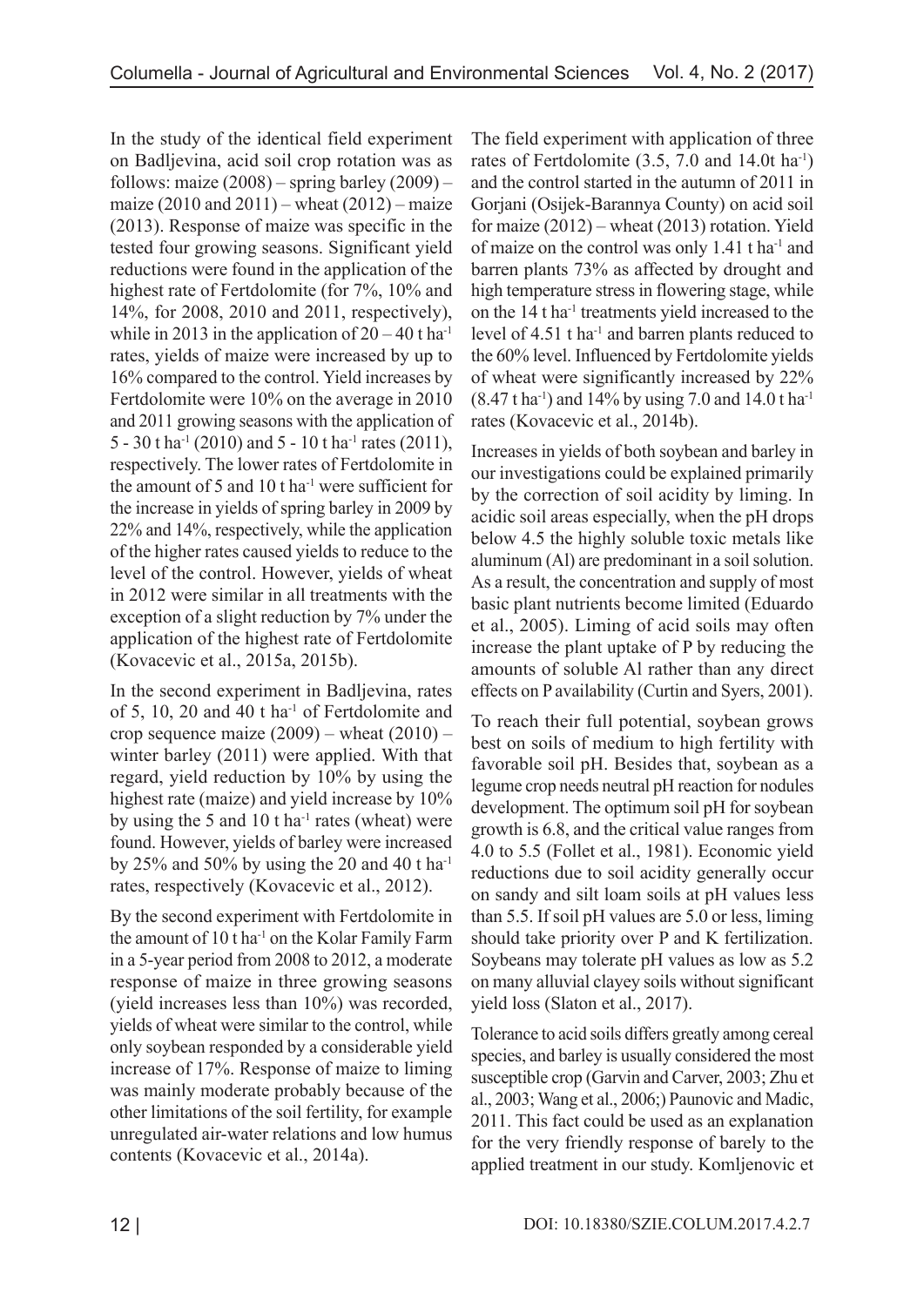In the study of the identical field experiment on Badljevina, acid soil crop rotation was as follows: maize (2008) – spring barley (2009) – maize (2010 and 2011) – wheat (2012) – maize (2013). Response of maize was specific in the tested four growing seasons. Significant yield reductions were found in the application of the highest rate of Fertdolomite (for 7%, 10% and 14%, for 2008, 2010 and 2011, respectively), while in 2013 in the application of 20 – 40 t ha$^{-1}$ rates, yields of maize were increased by up to 16% compared to the control. Yield increases by Fertdolomite were 10% on the average in 2010 and 2011 growing seasons with the application of 5 - 30 t ha$^{-1}$ (2010) and 5 - 10 t ha$^{-1}$ rates (2011), respectively. The lower rates of Fertdolomite in the amount of 5 and 10 t ha$^{-1}$ were sufficient for the increase in yields of spring barley in 2009 by 22% and 14%, respectively, while the application of the higher rates caused yields to reduce to the level of the control. However, yields of wheat in 2012 were similar in all treatments with the exception of a slight reduction by 7% under the application of the highest rate of Fertdolomite (Kovacevic et al., 2015a, 2015b).

In the second experiment in Badljevina, rates of 5, 10, 20 and 40 t ha$^{-1}$ of Fertdolomite and crop sequence maize (2009) – wheat (2010) – winter barley (2011) were applied. With that regard, yield reduction by 10% by using the highest rate (maize) and yield increase by 10% by using the 5 and 10 t ha$^{-1}$ rates (wheat) were found. However, yields of barley were increased by 25% and 50% by using the 20 and 40 t ha$^{-1}$ rates, respectively (Kovacevic et al., 2012).

By the second experiment with Fertdolomite in the amount of 10 t ha$^{-1}$ on the Kolar Family Farm in a 5-year period from 2008 to 2012, a moderate response of maize in three growing seasons (yield increases less than 10%) was recorded, yields of wheat were similar to the control, while only soybean responded by a considerable yield increase of 17%. Response of maize to liming was mainly moderate probably because of the other limitations of the soil fertility, for example unregulated air-water relations and low humus contents (Kovacevic et al., 2014a).

The field experiment with application of three rates of Fertdolomite (3.5, 7.0 and 14.0t ha$^{-1}$) and the control started in the autumn of 2011 in Gorjani (Osijek-Barannya County) on acid soil for maize (2012) – wheat (2013) rotation. Yield of maize on the control was only 1.41 t ha$^{-1}$ and barren plants 73% as affected by drought and high temperature stress in flowering stage, while on the 14 t ha$^{-1}$ treatments yield increased to the level of 4.51 t ha$^{-1}$ and barren plants reduced to the 60% level. Influenced by Fertdolomite yields of wheat were significantly increased by 22% (8.47 t ha$^{-1}$) and 14% by using 7.0 and 14.0 t ha$^{-1}$ rates (Kovacevic et al., 2014b).

Increases in yields of both soybean and barley in our investigations could be explained primarily by the correction of soil acidity by liming. In acidic soil areas especially, when the pH drops below 4.5 the highly soluble toxic metals like aluminum (Al) are predominant in a soil solution. As a result, the concentration and supply of most basic plant nutrients become limited (Eduardo et al., 2005). Liming of acid soils may often increase the plant uptake of P by reducing the amounts of soluble Al rather than any direct effects on P availability (Curtin and Syers, 2001).

To reach their full potential, soybean grows best on soils of medium to high fertility with favorable soil pH. Besides that, soybean as a legume crop needs neutral pH reaction for nodules development. The optimum soil pH for soybean growth is 6.8, and the critical value ranges from 4.0 to 5.5 (Follet et al., 1981). Economic yield reductions due to soil acidity generally occur on sandy and silt loam soils at pH values less than 5.5. If soil pH values are 5.0 or less, liming should take priority over P and K fertilization. Soybeans may tolerate pH values as low as 5.2 on many alluvial clayey soils without significant yield loss (Slaton et al., 2017).

Tolerance to acid soils differs greatly among cereal species, and barley is usually considered the most susceptible crop (Garvin and Carver, 2003; Zhu et al., 2003; Wang et al., 2006;) Paunovic and Madic, 2011. This fact could be used as an explanation for the very friendly response of barely to the applied treatment in our study. Komljenovic et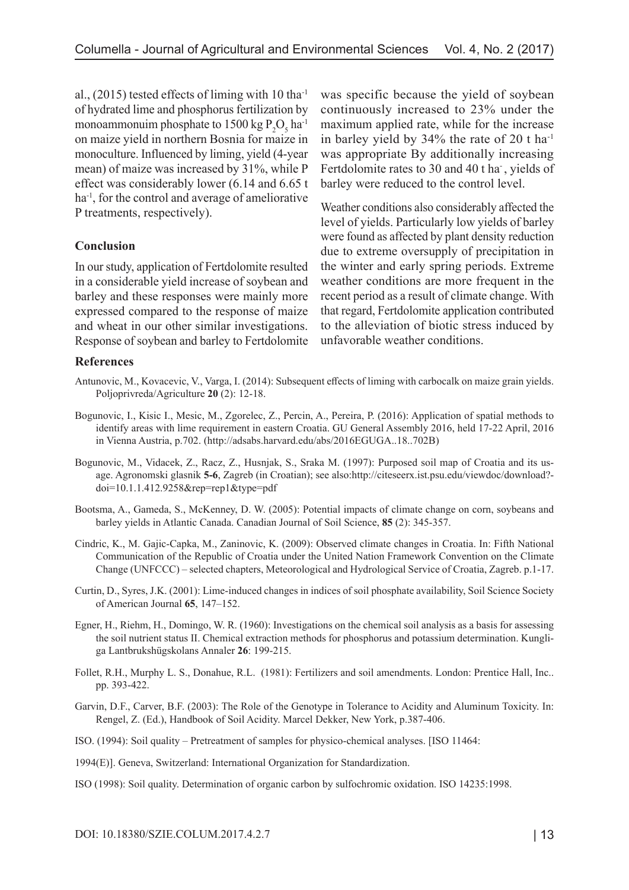al., (2015) tested effects of liming with 10 tha$^{-1}$ of hydrated lime and phosphorus fertilization by monoammonuim phosphate to 1500 kg $P_2O_5$ ha$^{-1}$ on maize yield in northern Bosnia for maize in monoculture. Influenced by liming, yield (4-year mean) of maize was increased by 31%, while P effect was considerably lower (6.14 and 6.65 t ha$^{-1}$, for the control and average of ameliorative P treatments, respectively).

## Conclusion

In our study, application of Fertdolomite resulted in a considerable yield increase of soybean and barley and these responses were mainly more expressed compared to the response of maize and wheat in our other similar investigations. Response of soybean and barley to Fertdolomite was specific because the yield of soybean continuously increased to 23% under the maximum applied rate, while for the increase in barley yield by 34% the rate of 20 t ha$^{-1}$ was appropriate By additionally increasing Fertdolomite rates to 30 and 40 t ha$^{-}$, yields of barley were reduced to the control level.

Weather conditions also considerably affected the level of yields. Particularly low yields of barley were found as affected by plant density reduction due to extreme oversupply of precipitation in the winter and early spring periods. Extreme weather conditions are more frequent in the recent period as a result of climate change. With that regard, Fertdolomite application contributed to the alleviation of biotic stress induced by unfavorable weather conditions.

## References

Antunovic, M., Kovacevic, V., Varga, I. (2014): Subsequent effects of liming with carbocalk on maize grain yields. Poljoprivreda/Agriculture **20** (2): 12-18.

Bogunovic, I., Kisic I., Mesic, M., Zgorelec, Z., Percin, A., Pereira, P. (2016): Application of spatial methods to identify areas with lime requirement in eastern Croatia. GU General Assembly 2016, held 17-22 April, 2016 in Vienna Austria, p.702. (http://adsabs.harvard.edu/abs/2016EGUGA..18..702B)

Bogunovic, M., Vidacek, Z., Racz, Z., Husnjak, S., Sraka M. (1997): Purposed soil map of Croatia and its usage. Agronomski glasnik **5-6**, Zagreb (in Croatian); see also:http://citeseerx.ist.psu.edu/viewdoc/download?doi=10.1.1.412.9258&rep=rep1&type=pdf

Bootsma, A., Gameda, S., McKenney, D. W. (2005): Potential impacts of climate change on corn, soybeans and barley yields in Atlantic Canada. Canadian Journal of Soil Science, **85** (2): 345-357.

Cindric, K., M. Gajic-Capka, M., Zaninovic, K. (2009): Observed climate changes in Croatia. In: Fifth National Communication of the Republic of Croatia under the United Nation Framework Convention on the Climate Change (UNFCCC) – selected chapters, Meteorological and Hydrological Service of Croatia, Zagreb. p.1-17.

Curtin, D., Syres, J.K. (2001): Lime-induced changes in indices of soil phosphate availability, Soil Science Society of American Journal **65**, 147–152.

Egner, H., Riehm, H., Domingo, W. R. (1960): Investigations on the chemical soil analysis as a basis for assessing the soil nutrient status II. Chemical extraction methods for phosphorus and potassium determination. Kungliga Lantbrukshügskolans Annaler **26**: 199-215.

Follet, R.H., Murphy L. S., Donahue, R.L. (1981): Fertilizers and soil amendments. London: Prentice Hall, Inc.. pp. 393-422.

Garvin, D.F., Carver, B.F. (2003): The Role of the Genotype in Tolerance to Acidity and Aluminum Toxicity. In: Rengel, Z. (Ed.), Handbook of Soil Acidity. Marcel Dekker, New York, p.387-406.

ISO. (1994): Soil quality – Pretreatment of samples for physico-chemical analyses. [ISO 11464:

1994(E)]. Geneva, Switzerland: International Organization for Standardization.

ISO (1998): Soil quality. Determination of organic carbon by sulfochromic oxidation. ISO 14235:1998.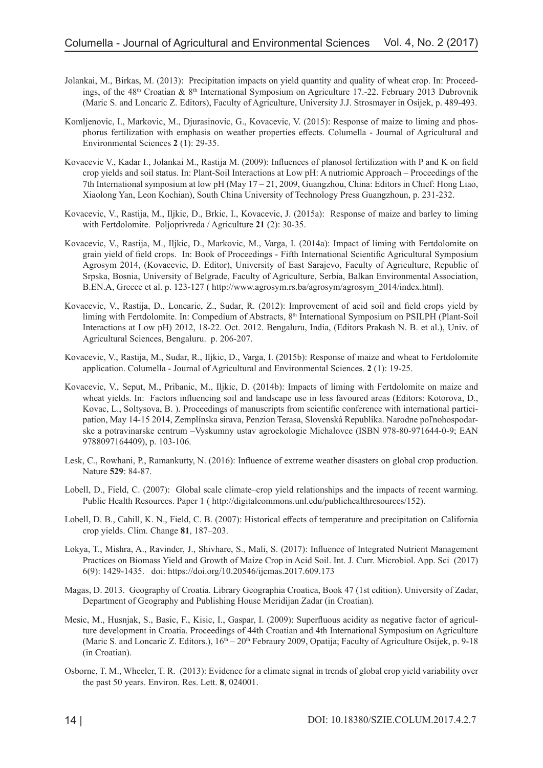Jolankai, M., Birkas, M. (2013): Precipitation impacts on yield quantity and quality of wheat crop. In: Proceedings, of the 48[th] Croatian & 8[th] International Symposium on Agriculture 17.-22. February 2013 Dubrovnik (Maric S. and Loncaric Z. Editors), Faculty of Agriculture, University J.J. Strosmayer in Osijek, p. 489-493.

Komljenovic, I., Markovic, M., Djurasinovic, G., Kovacevic, V. (2015): Response of maize to liming and phosphorus fertilization with emphasis on weather properties effects. Columella - Journal of Agricultural and Environmental Sciences **2** (1): 29-35.

Kovacevic V., Kadar I., Jolankai M., Rastija M. (2009): Influences of planosol fertilization with P and K on field crop yields and soil status. In: Plant-Soil Interactions at Low pH: A nutriomic Approach – Proceedings of the 7th International symposium at low pH (May 17 – 21, 2009, Guangzhou, China: Editors in Chief: Hong Liao, Xiaolong Yan, Leon Kochian), South China University of Technology Press Guangzhoun, p. 231-232.

Kovacevic, V., Rastija, M., Iljkic, D., Brkic, I., Kovacevic, J. (2015a): Response of maize and barley to liming with Fertdolomite. Poljoprivreda / Agriculture **21** (2): 30-35.

Kovacevic, V., Rastija, M., Iljkic, D., Markovic, M., Varga, I. (2014a): Impact of liming with Fertdolomite on grain yield of field crops. In: Book of Proceedings - Fifth International Scientific Agricultural Symposium Agrosym 2014, (Kovacevic, D. Editor), University of East Sarajevo, Faculty of Agriculture, Republic of Srpska, Bosnia, University of Belgrade, Faculty of Agriculture, Serbia, Balkan Environmental Association, B.EN.A, Greece et al. p. 123-127 ( http://www.agrosym.rs.ba/agrosym/agrosym_2014/index.html).

Kovacevic, V., Rastija, D., Loncaric, Z., Sudar, R. (2012): Improvement of acid soil and field crops yield by liming with Fertdolomite. In: Compedium of Abstracts, 8[th] International Symposium on PSILPH (Plant-Soil Interactions at Low pH) 2012, 18-22. Oct. 2012. Bengaluru, India, (Editors Prakash N. B. et al.), Univ. of Agricultural Sciences, Bengaluru. p. 206-207.

Kovacevic, V., Rastija, M., Sudar, R., Iljkic, D., Varga, I. (2015b): Response of maize and wheat to Fertdolomite application. Columella - Journal of Agricultural and Environmental Sciences. **2** (1): 19-25.

Kovacevic, V., Seput, M., Pribanic, M., Iljkic, D. (2014b): Impacts of liming with Fertdolomite on maize and wheat yields. In: Factors influencing soil and landscape use in less favoured areas (Editors: Kotorova, D., Kovac, L., Soltysova, B. ). Proceedings of manuscripts from scientific conference with international participation, May 14-15 2014, Zemplínska sirava, Penzion Terasa, Slovenská Republika. Narodne poľnohospodarske a potravinarske centrum –Vyskumny ustav agroekologie Michalovce (ISBN 978-80-971644-0-9; EAN 9788097164409), p. 103-106.

Lesk, C., Rowhani, P., Ramankutty, N. (2016): Influence of extreme weather disasters on global crop production. Nature **529**: 84-87.

Lobell, D., Field, C. (2007): Global scale climate–crop yield relationships and the impacts of recent warming. Public Health Resources. Paper 1 ( http://digitalcommons.unl.edu/publichealthresources/152).

Lobell, D. B., Cahill, K. N., Field, C. B. (2007): Historical effects of temperature and precipitation on California crop yields. Clim. Change **81**, 187–203.

Lokya, T., Mishra, A., Ravinder, J., Shivhare, S., Mali, S. (2017): Influence of Integrated Nutrient Management Practices on Biomass Yield and Growth of Maize Crop in Acid Soil. Int. J. Curr. Microbiol. App. Sci (2017) 6(9): 1429-1435. doi: https://doi.org/10.20546/ijcmas.2017.609.173

Magas, D. 2013. Geography of Croatia. Library Geographia Croatica, Book 47 (1st edition). University of Zadar, Department of Geography and Publishing House Meridijan Zadar (in Croatian).

Mesic, M., Husnjak, S., Basic, F., Kisic, I., Gaspar, I. (2009): Superfluous acidity as negative factor of agriculture development in Croatia. Proceedings of 44th Croatian and 4th International Symposium on Agriculture (Maric S. and Loncaric Z. Editors.), 16[th] – 20[th] Febraury 2009, Opatija; Faculty of Agriculture Osijek, p. 9-18 (in Croatian).

Osborne, T. M., Wheeler, T. R. (2013): Evidence for a climate signal in trends of global crop yield variability over the past 50 years. Environ. Res. Lett. **8**, 024001.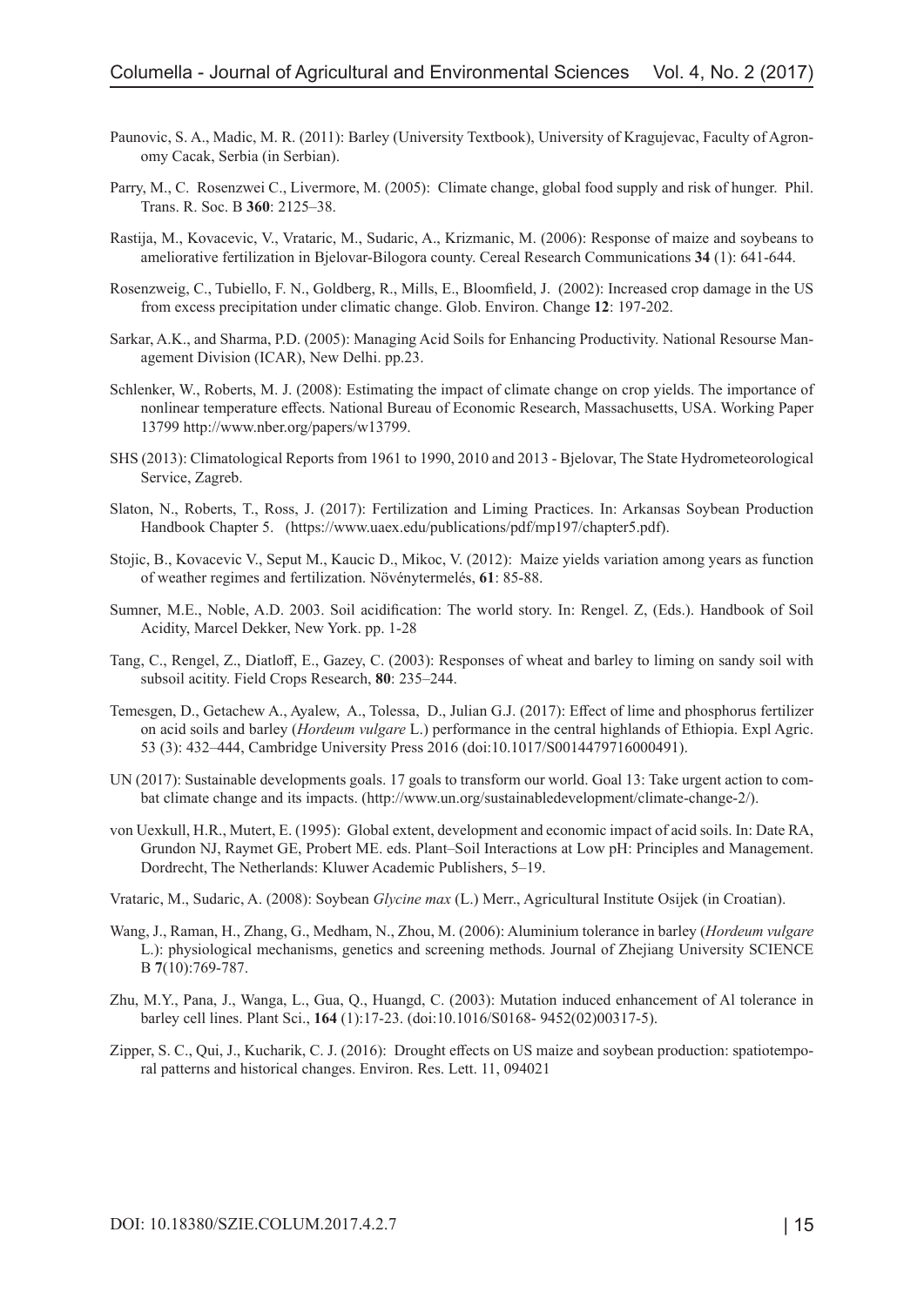Paunovic, S. A., Madic, M. R. (2011): Barley (University Textbook), University of Kragujevac, Faculty of Agronomy Cacak, Serbia (in Serbian).

Parry, M., C. Rosenzwei C., Livermore, M. (2005): Climate change, global food supply and risk of hunger. Phil. Trans. R. Soc. B **360**: 2125–38.

Rastija, M., Kovacevic, V., Vrataric, M., Sudaric, A., Krizmanic, M. (2006): Response of maize and soybeans to ameliorative fertilization in Bjelovar-Bilogora county. Cereal Research Communications **34** (1): 641-644.

Rosenzweig, C., Tubiello, F. N., Goldberg, R., Mills, E., Bloomfield, J. (2002): Increased crop damage in the US from excess precipitation under climatic change. Glob. Environ. Change **12**: 197-202.

Sarkar, A.K., and Sharma, P.D. (2005): Managing Acid Soils for Enhancing Productivity. National Resourse Management Division (ICAR), New Delhi. pp.23.

Schlenker, W., Roberts, M. J. (2008): Estimating the impact of climate change on crop yields. The importance of nonlinear temperature effects. National Bureau of Economic Research, Massachusetts, USA. Working Paper 13799 http://www.nber.org/papers/w13799.

SHS (2013): Climatological Reports from 1961 to 1990, 2010 and 2013 - Bjelovar, The State Hydrometeorological Service, Zagreb.

Slaton, N., Roberts, T., Ross, J. (2017): Fertilization and Liming Practices. In: Arkansas Soybean Production Handbook Chapter 5. (https://www.uaex.edu/publications/pdf/mp197/chapter5.pdf).

Stojic, B., Kovacevic V., Seput M., Kaucic D., Mikoc, V. (2012): Maize yields variation among years as function of weather regimes and fertilization. Növénytermelés, **61**: 85-88.

Sumner, M.E., Noble, A.D. 2003. Soil acidification: The world story. In: Rengel. Z, (Eds.). Handbook of Soil Acidity, Marcel Dekker, New York. pp. 1-28

Tang, C., Rengel, Z., Diatloff, E., Gazey, C. (2003): Responses of wheat and barley to liming on sandy soil with subsoil acitity. Field Crops Research, **80**: 235–244.

Temesgen, D., Getachew A., Ayalew, A., Tolessa, D., Julian G.J. (2017): Effect of lime and phosphorus fertilizer on acid soils and barley (*Hordeum vulgare* L.) performance in the central highlands of Ethiopia. Expl Agric. 53 (3): 432–444, Cambridge University Press 2016 (doi:10.1017/S0014479716000491).

UN (2017): Sustainable developments goals. 17 goals to transform our world. Goal 13: Take urgent action to combat climate change and its impacts. (http://www.un.org/sustainabledevelopment/climate-change-2/).

von Uexkull, H.R., Mutert, E. (1995): Global extent, development and economic impact of acid soils. In: Date RA, Grundon NJ, Raymet GE, Probert ME. eds. Plant–Soil Interactions at Low pH: Principles and Management. Dordrecht, The Netherlands: Kluwer Academic Publishers, 5–19.

Vrataric, M., Sudaric, A. (2008): Soybean *Glycine max* (L.) Merr., Agricultural Institute Osijek (in Croatian).

Wang, J., Raman, H., Zhang, G., Medham, N., Zhou, M. (2006): Aluminium tolerance in barley (*Hordeum vulgare* L.): physiological mechanisms, genetics and screening methods. Journal of Zhejiang University SCIENCE B **7**(10):769-787.

Zhu, M.Y., Pana, J., Wanga, L., Gua, Q., Huangd, C. (2003): Mutation induced enhancement of Al tolerance in barley cell lines. Plant Sci., **164** (1):17-23. (doi:10.1016/S0168- 9452(02)00317-5).

Zipper, S. C., Qui, J., Kucharik, C. J. (2016): Drought effects on US maize and soybean production: spatiotemporal patterns and historical changes. Environ. Res. Lett. 11, 094021